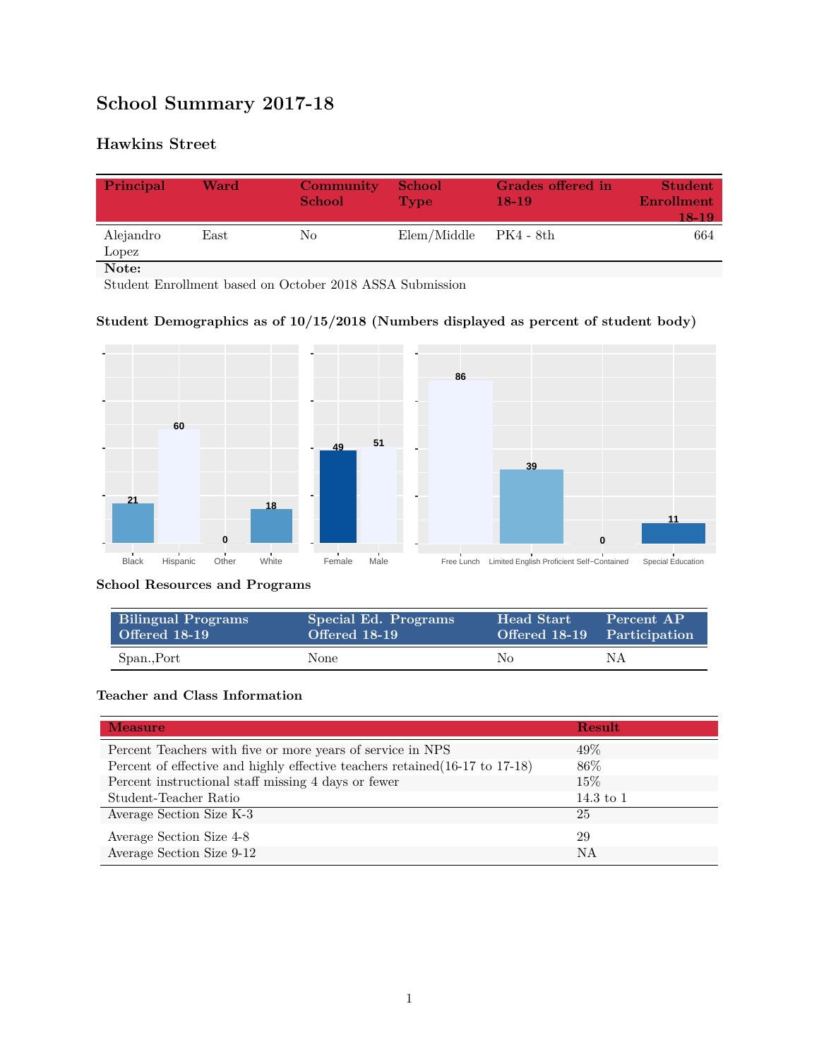# School Summary 2017-18

## Hawkins Street

| Principal | Ward | Community School | School Type | Grades offered in 18-19 | Student Enrollment 18-19 |
|---|---|---|---|---|---|
| Alejandro Lopez | East | No | Elem/Middle | PK4 - 8th | 664 |

**Note:**

Student Enrollment based on October 2018 ASSA Submission

### Student Demographics as of 10/15/2018 (Numbers displayed as percent of student body)

| Black | Hispanic | Other | White |
|---|---|---|---|
| 21 | 60 | 0 | 18 |

| Female | Male |
|---|---|
| 49 | 51 |

| Free Lunch | Limited English Proficient | Self-Contained | Special Education |
|---|---|---|---|
| 86 | 39 | 0 | 11 |

### School Resources and Programs

| Bilingual Programs Offered 18-19 | Special Ed. Programs Offered 18-19 | Head Start Offered 18-19 | Percent AP Participation |
|---|---|---|---|
| Span.,Port | None | No | NA |

### Teacher and Class Information

| Measure | Result |
|---|---|
| Percent Teachers with five or more years of service in NPS | 49% |
| Percent of effective and highly effective teachers retained(16-17 to 17-18) | 86% |
| Percent instructional staff missing 4 days or fewer | 15% |
| Student-Teacher Ratio | 14.3 to 1 |
| Average Section Size K-3 | 25 |
| Average Section Size 4-8 | 29 |
| Average Section Size 9-12 | NA |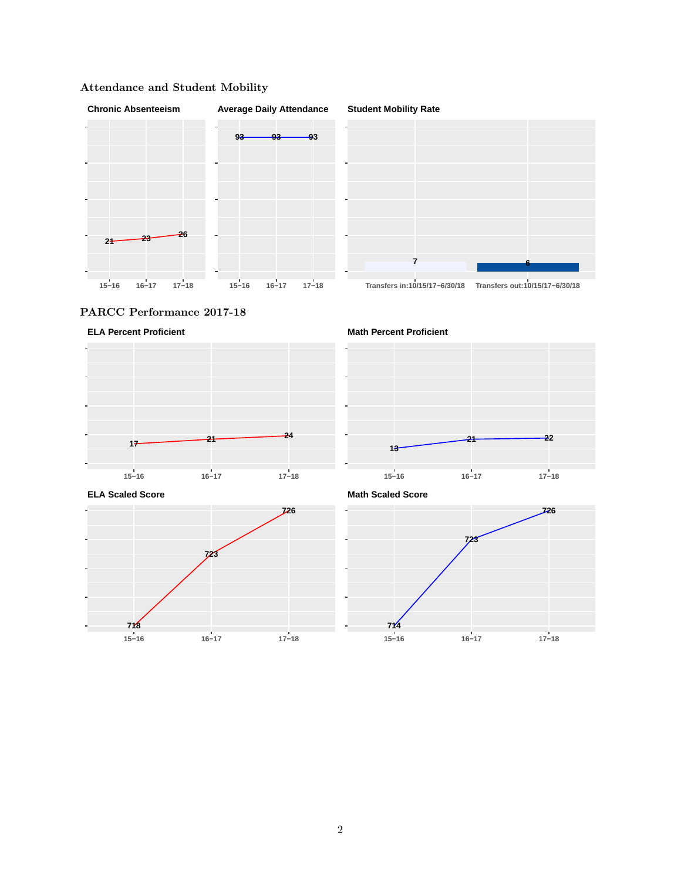## Attendance and Student Mobility

**Chronic Absenteeism**

21
23
26

15–16
16–17
17–18

**Average Daily Attendance**

93
93
93

15–16
16–17
17–18

**Student Mobility Rate**

7
6

Transfers in:10/15/17–6/30/18
Transfers out:10/15/17–6/30/18

## PARCC Performance 2017-18

**ELA Percent Proficient**

17
21
24

15–16
16–17
17–18

**Math Percent Proficient**

13
21
22

15–16
16–17
17–18

**ELA Scaled Score**

718
723
726

15–16
16–17
17–18

**Math Scaled Score**

714
723
726

15–16
16–17
17–18